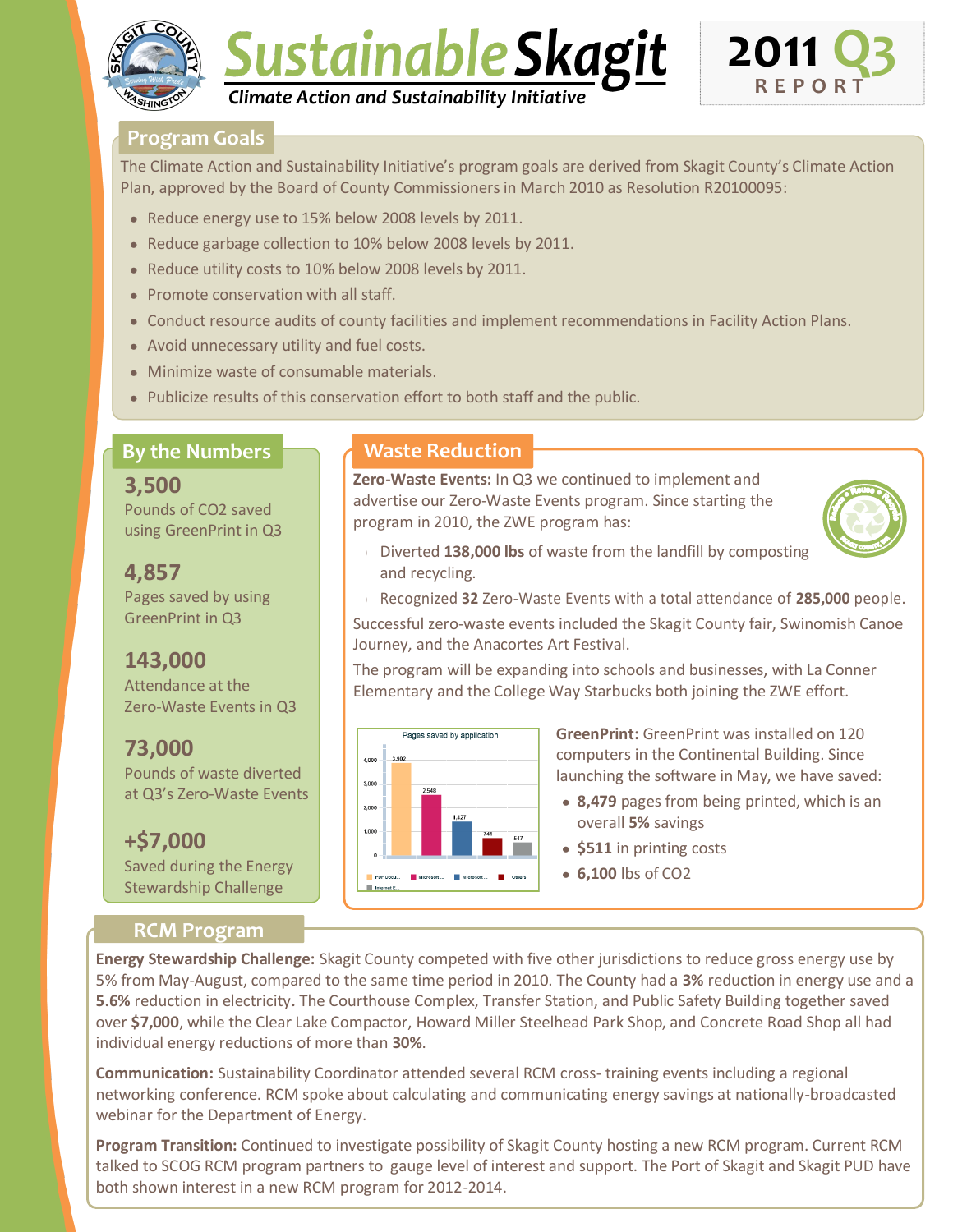# Sustainable Skagit

*Climate Action and Sustainability Initiative*

**2011 Q3 REPORT**

## Program Goals

The Climate Action and Sustainability Initiative's program goals are derived from Skagit County's Climate Action Plan, approved by the Board of County Commissioners in March 2010 as Resolution R20100095:

- Reduce energy use to 15% below 2008 levels by 2011.
- Reduce garbage collection to 10% below 2008 levels by 2011.
- Reduce utility costs to 10% below 2008 levels by 2011.
- Promote conservation with all staff.
- Conduct resource audits of county facilities and implement recommendations in Facility Action Plans.
- Avoid unnecessary utility and fuel costs.
- Minimize waste of consumable materials.
- Publicize results of this conservation effort to both staff and the public.

## By the Numbers

**3,500**
Pounds of $CO_2$ saved using GreenPrint in Q3

**4,857**
Pages saved by using GreenPrint in Q3

**143,000**
Attendance at the Zero-Waste Events in Q3

**73,000**
Pounds of waste diverted at Q3's Zero-Waste Events

**+$7,000**
Saved during the Energy Stewardship Challenge

## Waste Reduction

**Zero-Waste Events:** In Q3 we continued to implement and advertise our Zero-Waste Events program. Since starting the program in 2010, the ZWE program has:

- Diverted **138,000 lbs** of waste from the landfill by composting and recycling.
- Recognized **32** Zero-Waste Events with a total attendance of **285,000** people.

Successful zero-waste events included the Skagit County fair, Swinomish Canoe Journey, and the Anacortes Art Festival.

The program will be expanding into schools and businesses, with La Conner Elementary and the College Way Starbucks both joining the ZWE effort.

Pages saved by application

| Application | Pages saved |
|---|---|
| PDF Docu... | 3,902 |
| Microsoft ... | 2,548 |
| Microsoft ... | 1,427 |
| Others | 741 |
| Internet E... | 547 |

**GreenPrint:** GreenPrint was installed on 120 computers in the Continental Building. Since launching the software in May, we have saved:

- **8,479** pages from being printed, which is an overall **5%** savings
- **$511** in printing costs
- **6,100** lbs of $CO_2$

## RCM Program

**Energy Stewardship Challenge:** Skagit County competed with five other jurisdictions to reduce gross energy use by 5% from May-August, compared to the same time period in 2010. The County had a **3%** reduction in energy use and a **5.6%** reduction in electricity**.** The Courthouse Complex, Transfer Station, and Public Safety Building together saved over **$7,000**, while the Clear Lake Compactor, Howard Miller Steelhead Park Shop, and Concrete Road Shop all had individual energy reductions of more than **30%**.

**Communication:** Sustainability Coordinator attended several RCM cross- training events including a regional networking conference. RCM spoke about calculating and communicating energy savings at nationally-broadcasted webinar for the Department of Energy.

**Program Transition:** Continued to investigate possibility of Skagit County hosting a new RCM program. Current RCM talked to SCOG RCM program partners to gauge level of interest and support. The Port of Skagit and Skagit PUD have both shown interest in a new RCM program for 2012-2014.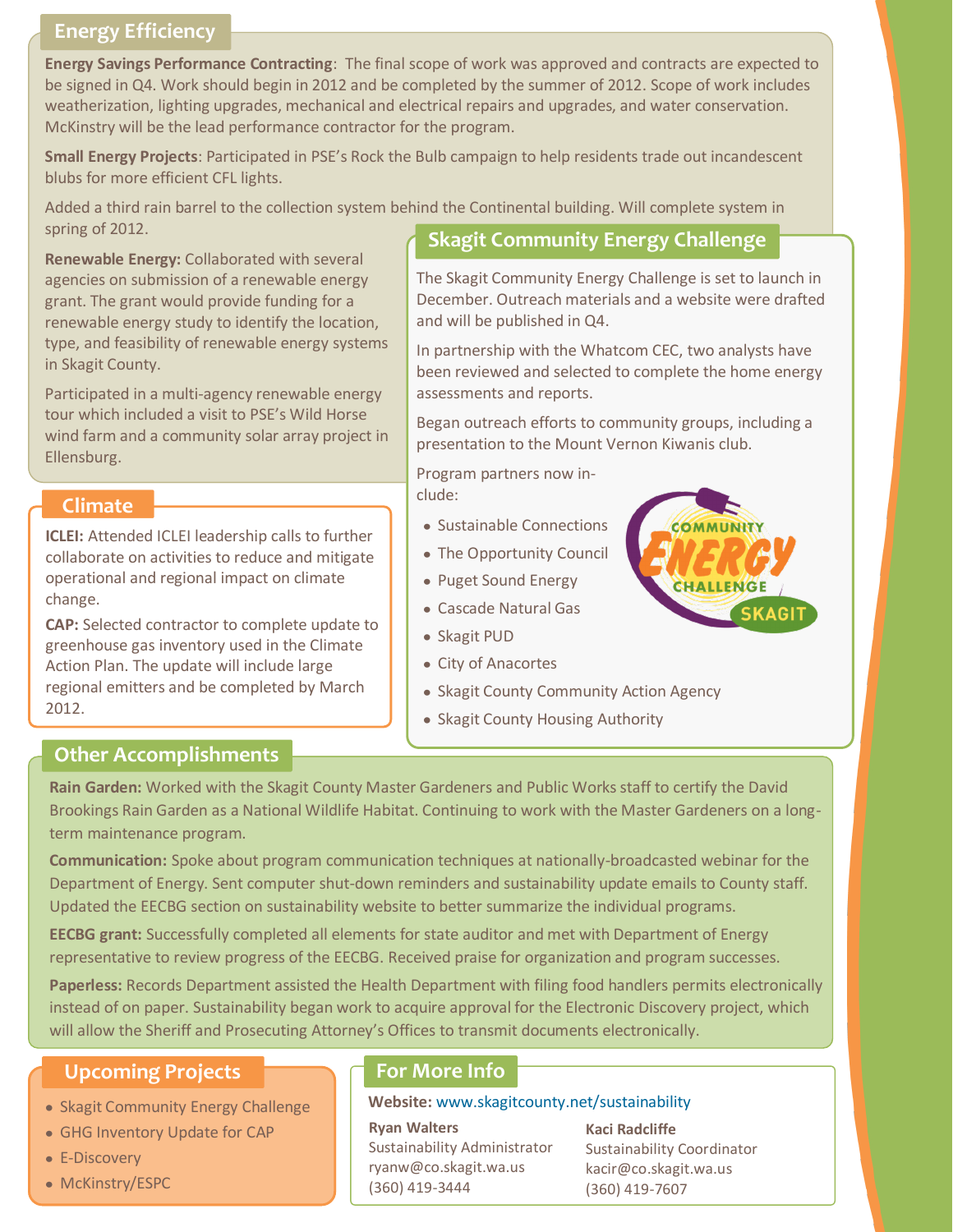## Energy Efficiency

**Energy Savings Performance Contracting**: The final scope of work was approved and contracts are expected to be signed in Q4. Work should begin in 2012 and be completed by the summer of 2012. Scope of work includes weatherization, lighting upgrades, mechanical and electrical repairs and upgrades, and water conservation. McKinstry will be the lead performance contractor for the program.

**Small Energy Projects**: Participated in PSE's Rock the Bulb campaign to help residents trade out incandescent blubs for more efficient CFL lights.

Added a third rain barrel to the collection system behind the Continental building. Will complete system in spring of 2012.

**Renewable Energy:** Collaborated with several agencies on submission of a renewable energy grant. The grant would provide funding for a renewable energy study to identify the location, type, and feasibility of renewable energy systems in Skagit County.

Participated in a multi-agency renewable energy tour which included a visit to PSE's Wild Horse wind farm and a community solar array project in Ellensburg.

## Skagit Community Energy Challenge

The Skagit Community Energy Challenge is set to launch in December. Outreach materials and a website were drafted and will be published in Q4.

In partnership with the Whatcom CEC, two analysts have been reviewed and selected to complete the home energy assessments and reports.

Began outreach efforts to community groups, including a presentation to the Mount Vernon Kiwanis club.

Program partners now include:

- Sustainable Connections
- The Opportunity Council
- Puget Sound Energy
- Cascade Natural Gas
- Skagit PUD
- City of Anacortes
- Skagit County Community Action Agency
- Skagit County Housing Authority

COMMUNITY ENERGY CHALLENGE SKAGIT

## Climate

**ICLEI:** Attended ICLEI leadership calls to further collaborate on activities to reduce and mitigate operational and regional impact on climate change.

**CAP:** Selected contractor to complete update to greenhouse gas inventory used in the Climate Action Plan. The update will include large regional emitters and be completed by March 2012.

## Other Accomplishments

**Rain Garden:** Worked with the Skagit County Master Gardeners and Public Works staff to certify the David Brookings Rain Garden as a National Wildlife Habitat. Continuing to work with the Master Gardeners on a long-term maintenance program.

**Communication:** Spoke about program communication techniques at nationally-broadcasted webinar for the Department of Energy. Sent computer shut-down reminders and sustainability update emails to County staff. Updated the EECBG section on sustainability website to better summarize the individual programs.

**EECBG grant:** Successfully completed all elements for state auditor and met with Department of Energy representative to review progress of the EECBG. Received praise for organization and program successes.

**Paperless:** Records Department assisted the Health Department with filing food handlers permits electronically instead of on paper. Sustainability began work to acquire approval for the Electronic Discovery project, which will allow the Sheriff and Prosecuting Attorney's Offices to transmit documents electronically.

## Upcoming Projects

- Skagit Community Energy Challenge
- GHG Inventory Update for CAP
- E-Discovery
- McKinstry/ESPC

## For More Info

**Website:** www.skagitcounty.net/sustainability

**Ryan Walters**
Sustainability Administrator
ryanw@co.skagit.wa.us
(360) 419-3444

**Kaci Radcliffe**
Sustainability Coordinator
kacir@co.skagit.wa.us
(360) 419-7607